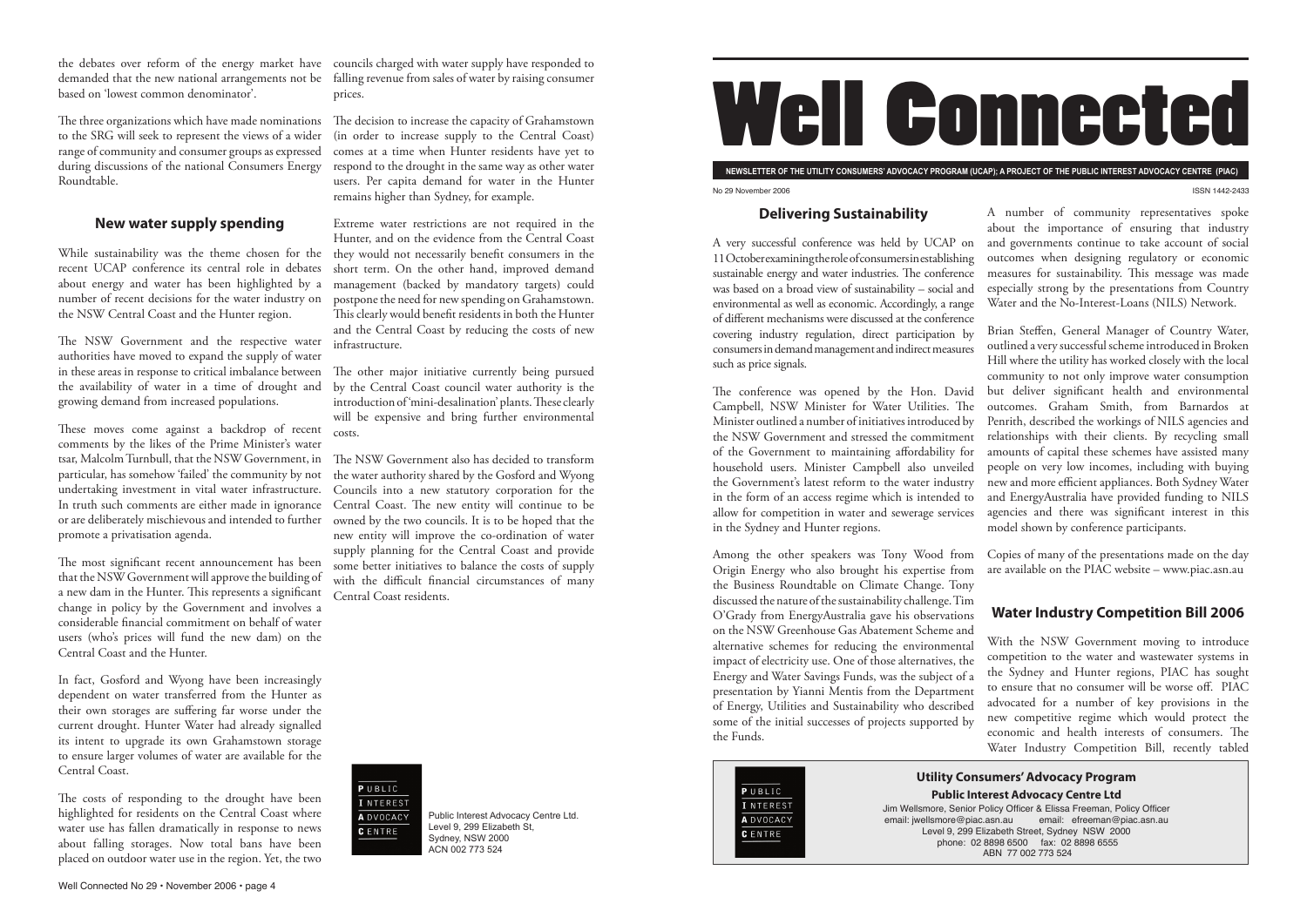the debates over reform of the energy market have demanded that the new national arrangements not be based on 'lowest common denominator'.

The three organizations which have made nominations to the SRG will seek to represent the views of a wider range of community and consumer groups as expressed during discussions of the national Consumers Energy Roundtable.

## New water supply spending

While sustainability was the theme chosen for the recent UCAP conference its central role in debates about energy and water has been highlighted by a number of recent decisions for the water industry on the NSW Central Coast and the Hunter region.

The NSW Government and the respective water authorities have moved to expand the supply of water in these areas in response to critical imbalance between the availability of water in a time of drought and growing demand from increased populations.

These moves come against a backdrop of recent comments by the likes of the Prime Minister's water tsar, Malcolm Turnbull, that the NSW Government, in particular, has somehow 'failed' the community by not undertaking investment in vital water infrastructure. In truth such comments are either made in ignorance or are deliberately mischievous and intended to further promote a privatisation agenda.

The most significant recent announcement has been that the NSW Government will approve the building of a new dam in the Hunter. This represents a significant change in policy by the Government and involves a considerable financial commitment on behalf of water users (who's prices will fund the new dam) on the Central Coast and the Hunter.

In fact, Gosford and Wyong have been increasingly dependent on water transferred from the Hunter as their own storages are suffering far worse under the current drought. Hunter Water had already signalled its intent to upgrade its own Grahamstown storage to ensure larger volumes of water are available for the Central Coast.

The costs of responding to the drought have been highlighted for residents on the Central Coast where water use has fallen dramatically in response to news about falling storages. Now total bans have been placed on outdoor water use in the region. Yet, the two councils charged with water supply have responded to falling revenue from sales of water by raising consumer prices.

The decision to increase the capacity of Grahamstown (in order to increase supply to the Central Coast) comes at a time when Hunter residents have yet to respond to the drought in the same way as other water users. Per capita demand for water in the Hunter remains higher than Sydney, for example.

Extreme water restrictions are not required in the Hunter, and on the evidence from the Central Coast they would not necessarily benefit consumers in the short term. On the other hand, improved demand management (backed by mandatory targets) could postpone the need for new spending on Grahamstown. This clearly would benefit residents in both the Hunter and the Central Coast by reducing the costs of new infrastructure.

The other major initiative currently being pursued by the Central Coast council water authority is the introduction of 'mini-desalination' plants. These clearly will be expensive and bring further environmental costs.

The NSW Government also has decided to transform the water authority shared by the Gosford and Wyong Councils into a new statutory corporation for the Central Coast. The new entity will continue to be owned by the two councils. It is to be hoped that the new entity will improve the co-ordination of water supply planning for the Central Coast and provide some better initiatives to balance the costs of supply with the difficult financial circumstances of many Central Coast residents.

PUBLIC INTEREST ADVOCACY CENTRE

Public Interest Advocacy Centre Ltd.
Level 9, 299 Elizabeth St,
Sydney, NSW 2000
ACN 002 773 524

# Well Connected

**NEWSLETTER OF THE UTILITY CONSUMERS' ADVOCACY PROGRAM (UCAP); A PROJECT OF THE PUBLIC INTEREST ADVOCACY CENTRE (PIAC)**

No 29 November 2006 ISSN 1442-2433

## Delivering Sustainability

A very successful conference was held by UCAP on 11 October examining the role of consumers in establishing sustainable energy and water industries. The conference was based on a broad view of sustainability – social and environmental as well as economic. Accordingly, a range of different mechanisms were discussed at the conference covering industry regulation, direct participation by consumers in demand management and indirect measures such as price signals.

The conference was opened by the Hon. David Campbell, NSW Minister for Water Utilities. The Minister outlined a number of initiatives introduced by the NSW Government and stressed the commitment of the Government to maintaining affordability for household users. Minister Campbell also unveiled the Government's latest reform to the water industry in the form of an access regime which is intended to allow for competition in water and sewerage services in the Sydney and Hunter regions.

Among the other speakers was Tony Wood from Origin Energy who also brought his expertise from the Business Roundtable on Climate Change. Tony discussed the nature of the sustainability challenge. Tim O'Grady from EnergyAustralia gave his observations on the NSW Greenhouse Gas Abatement Scheme and alternative schemes for reducing the environmental impact of electricity use. One of those alternatives, the Energy and Water Savings Funds, was the subject of a presentation by Yianni Mentis from the Department of Energy, Utilities and Sustainability who described some of the initial successes of projects supported by the Funds.

A number of community representatives spoke about the importance of ensuring that industry and governments continue to take account of social outcomes when designing regulatory or economic measures for sustainability. This message was made especially strong by the presentations from Country Water and the No-Interest-Loans (NILS) Network.

Brian Steffen, General Manager of Country Water, outlined a very successful scheme introduced in Broken Hill where the utility has worked closely with the local community to not only improve water consumption but deliver significant health and environmental outcomes. Graham Smith, from Barnardos at Penrith, described the workings of NILS agencies and relationships with their clients. By recycling small amounts of capital these schemes have assisted many people on very low incomes, including with buying new and more efficient appliances. Both Sydney Water and EnergyAustralia have provided funding to NILS agencies and there was significant interest in this model shown by conference participants.

Copies of many of the presentations made on the day are available on the PIAC website – www.piac.asn.au

## Water Industry Competition Bill 2006

With the NSW Government moving to introduce competition to the water and wastewater systems in the Sydney and Hunter regions, PIAC has sought to ensure that no consumer will be worse off. PIAC advocated for a number of key provisions in the new competitive regime which would protect the economic and health interests of consumers. The Water Industry Competition Bill, recently tabled

PUBLIC INTEREST ADVOCACY CENTRE

**Utility Consumers' Advocacy Program**

**Public Interest Advocacy Centre Ltd**

Jim Wellsmore, Senior Policy Officer & Elissa Freeman, Policy Officer
email: jwellsmore@piac.asn.au email: efreeman@piac.asn.au
Level 9, 299 Elizabeth Street, Sydney NSW 2000
phone: 02 8898 6500 fax: 02 8898 6555
ABN 77 002 773 524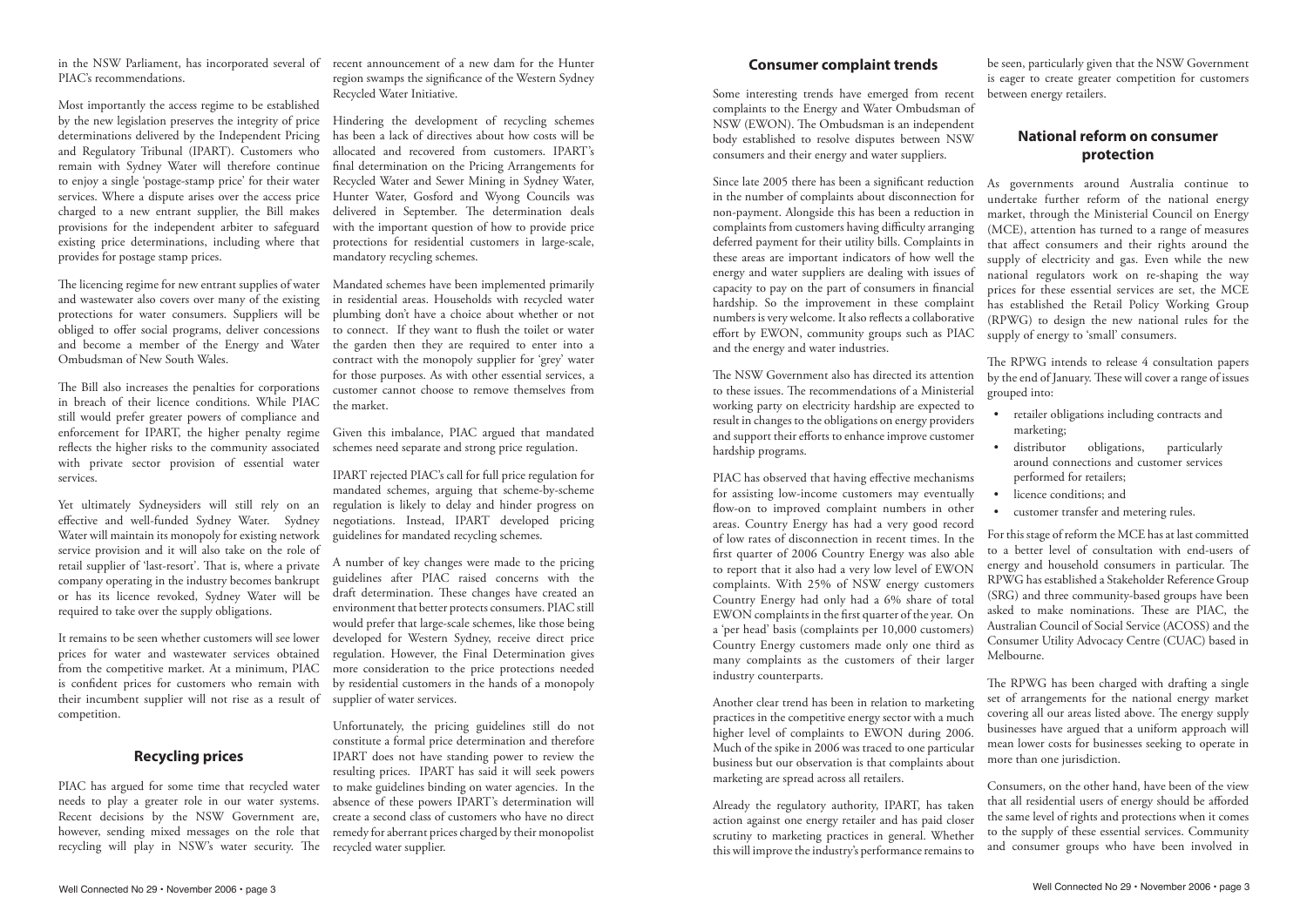in the NSW Parliament, has incorporated several of PIAC's recommendations.

Most importantly the access regime to be established by the new legislation preserves the integrity of price determinations delivered by the Independent Pricing and Regulatory Tribunal (IPART). Customers who remain with Sydney Water will therefore continue to enjoy a single 'postage-stamp price' for their water services. Where a dispute arises over the access price charged to a new entrant supplier, the Bill makes provisions for the independent arbiter to safeguard existing price determinations, including where that provides for postage stamp prices.

The licencing regime for new entrant supplies of water and wastewater also covers over many of the existing protections for water consumers. Suppliers will be obliged to offer social programs, deliver concessions and become a member of the Energy and Water Ombudsman of New South Wales.

The Bill also increases the penalties for corporations in breach of their licence conditions. While PIAC still would prefer greater powers of compliance and enforcement for IPART, the higher penalty regime reflects the higher risks to the community associated with private sector provision of essential water services.

Yet ultimately Sydneysiders will still rely on an effective and well-funded Sydney Water. Sydney Water will maintain its monopoly for existing network service provision and it will also take on the role of retail supplier of 'last-resort'. That is, where a private company operating in the industry becomes bankrupt or has its licence revoked, Sydney Water will be required to take over the supply obligations.

It remains to be seen whether customers will see lower prices for water and wastewater services obtained from the competitive market. At a minimum, PIAC is confident prices for customers who remain with their incumbent supplier will not rise as a result of competition.

## Recycling prices

PIAC has argued for some time that recycled water needs to play a greater role in our water systems. Recent decisions by the NSW Government are, however, sending mixed messages on the role that recycling will play in NSW's water security. The recent announcement of a new dam for the Hunter region swamps the significance of the Western Sydney Recycled Water Initiative.

Hindering the development of recycling schemes has been a lack of directives about how costs will be allocated and recovered from customers. IPART's final determination on the Pricing Arrangements for Recycled Water and Sewer Mining in Sydney Water, Hunter Water, Gosford and Wyong Councils was delivered in September. The determination deals with the important question of how to provide price protections for residential customers in large-scale, mandatory recycling schemes.

Mandated schemes have been implemented primarily in residential areas. Households with recycled water plumbing don't have a choice about whether or not to connect. If they want to flush the toilet or water the garden then they are required to enter into a contract with the monopoly supplier for 'grey' water for those purposes. As with other essential services, a customer cannot choose to remove themselves from the market.

Given this imbalance, PIAC argued that mandated schemes need separate and strong price regulation.

IPART rejected PIAC's call for full price regulation for mandated schemes, arguing that scheme-by-scheme regulation is likely to delay and hinder progress on negotiations. Instead, IPART developed pricing guidelines for mandated recycling schemes.

A number of key changes were made to the pricing guidelines after PIAC raised concerns with the draft determination. These changes have created an environment that better protects consumers. PIAC still would prefer that large-scale schemes, like those being developed for Western Sydney, receive direct price regulation. However, the Final Determination gives more consideration to the price protections needed by residential customers in the hands of a monopoly supplier of water services.

Unfortunately, the pricing guidelines still do not constitute a formal price determination and therefore IPART does not have standing power to review the resulting prices. IPART has said it will seek powers to make guidelines binding on water agencies. In the absence of these powers IPART's determination will create a second class of customers who have no direct remedy for aberrant prices charged by their monopolist recycled water supplier.

## Consumer complaint trends

Some interesting trends have emerged from recent complaints to the Energy and Water Ombudsman of NSW (EWON). The Ombudsman is an independent body established to resolve disputes between NSW consumers and their energy and water suppliers.

Since late 2005 there has been a significant reduction in the number of complaints about disconnection for non-payment. Alongside this has been a reduction in complaints from customers having difficulty arranging deferred payment for their utility bills. Complaints in these areas are important indicators of how well the energy and water suppliers are dealing with issues of capacity to pay on the part of consumers in financial hardship. So the improvement in these complaint numbers is very welcome. It also reflects a collaborative effort by EWON, community groups such as PIAC and the energy and water industries.

The NSW Government also has directed its attention to these issues. The recommendations of a Ministerial working party on electricity hardship are expected to result in changes to the obligations on energy providers and support their efforts to enhance improve customer hardship programs.

PIAC has observed that having effective mechanisms for assisting low-income customers may eventually flow-on to improved complaint numbers in other areas. Country Energy has had a very good record of low rates of disconnection in recent times. In the first quarter of 2006 Country Energy was also able to report that it also had a very low level of EWON complaints. With 25% of NSW energy customers Country Energy had only had a 6% share of total EWON complaints in the first quarter of the year. On a 'per head' basis (complaints per 10,000 customers) Country Energy customers made only one third as many complaints as the customers of their larger industry counterparts.

Another clear trend has been in relation to marketing practices in the competitive energy sector with a much higher level of complaints to EWON during 2006. Much of the spike in 2006 was traced to one particular business but our observation is that complaints about marketing are spread across all retailers.

Already the regulatory authority, IPART, has taken action against one energy retailer and has paid closer scrutiny to marketing practices in general. Whether this will improve the industry's performance remains to be seen, particularly given that the NSW Government is eager to create greater competition for customers between energy retailers.

## National reform on consumer protection

As governments around Australia continue to undertake further reform of the national energy market, through the Ministerial Council on Energy (MCE), attention has turned to a range of measures that affect consumers and their rights around the supply of electricity and gas. Even while the new national regulators work on re-shaping the way prices for these essential services are set, the MCE has established the Retail Policy Working Group (RPWG) to design the new national rules for the supply of energy to 'small' consumers.

The RPWG intends to release 4 consultation papers by the end of January. These will cover a range of issues grouped into:

- retailer obligations including contracts and marketing;
- distributor obligations, particularly around connections and customer services performed for retailers;
- licence conditions; and
- customer transfer and metering rules.

For this stage of reform the MCE has at last committed to a better level of consultation with end-users of energy and household consumers in particular. The RPWG has established a Stakeholder Reference Group (SRG) and three community-based groups have been asked to make nominations. These are PIAC, the Australian Council of Social Service (ACOSS) and the Consumer Utility Advocacy Centre (CUAC) based in Melbourne.

The RPWG has been charged with drafting a single set of arrangements for the national energy market covering all our areas listed above. The energy supply businesses have argued that a uniform approach will mean lower costs for businesses seeking to operate in more than one jurisdiction.

Consumers, on the other hand, have been of the view that all residential users of energy should be afforded the same level of rights and protections when it comes to the supply of these essential services. Community and consumer groups who have been involved in